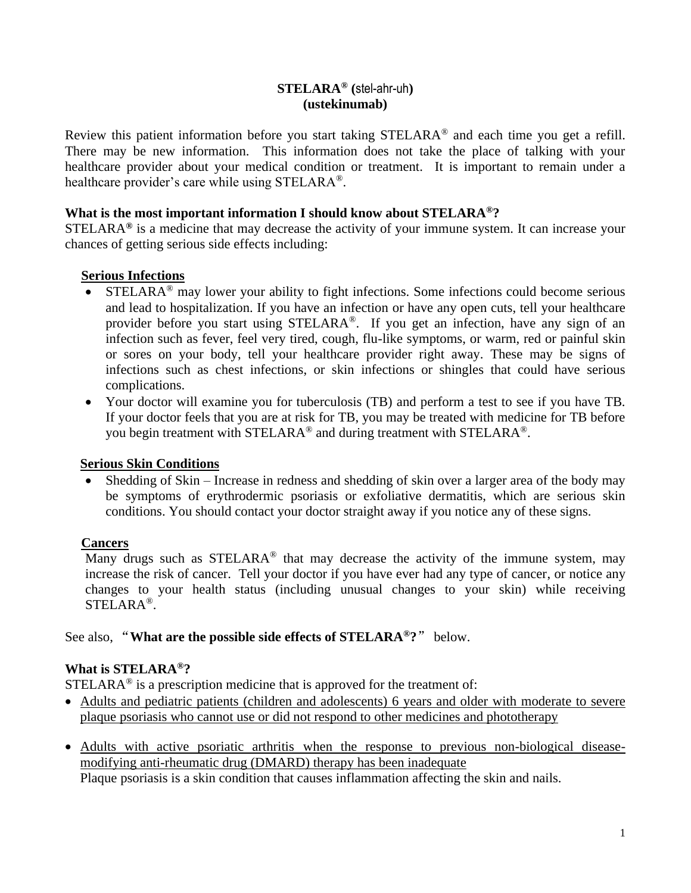# STELARA® (stel-ahr-uh)
# (ustekinumab)

Review this patient information before you start taking STELARA® and each time you get a refill. There may be new information. This information does not take the place of talking with your healthcare provider about your medical condition or treatment. It is important to remain under a healthcare provider's care while using STELARA®.

## What is the most important information I should know about STELARA®?

STELARA® is a medicine that may decrease the activity of your immune system. It can increase your chances of getting serious side effects including:

**Serious Infections**

- STELARA® may lower your ability to fight infections. Some infections could become serious and lead to hospitalization. If you have an infection or have any open cuts, tell your healthcare provider before you start using STELARA®. If you get an infection, have any sign of an infection such as fever, feel very tired, cough, flu-like symptoms, or warm, red or painful skin or sores on your body, tell your healthcare provider right away. These may be signs of infections such as chest infections, or skin infections or shingles that could have serious complications.
- Your doctor will examine you for tuberculosis (TB) and perform a test to see if you have TB. If your doctor feels that you are at risk for TB, you may be treated with medicine for TB before you begin treatment with STELARA® and during treatment with STELARA®.

**Serious Skin Conditions**

- Shedding of Skin – Increase in redness and shedding of skin over a larger area of the body may be symptoms of erythrodermic psoriasis or exfoliative dermatitis, which are serious skin conditions. You should contact your doctor straight away if you notice any of these signs.

**Cancers**

Many drugs such as STELARA® that may decrease the activity of the immune system, may increase the risk of cancer. Tell your doctor if you have ever had any type of cancer, or notice any changes to your health status (including unusual changes to your skin) while receiving STELARA®.

See also, "**What are the possible side effects of STELARA®?**" below.

## What is STELARA®?

STELARA® is a prescription medicine that is approved for the treatment of:

- Adults and pediatric patients (children and adolescents) 6 years and older with moderate to severe plaque psoriasis who cannot use or did not respond to other medicines and phototherapy
- Adults with active psoriatic arthritis when the response to previous non-biological disease-modifying anti-rheumatic drug (DMARD) therapy has been inadequate

  Plaque psoriasis is a skin condition that causes inflammation affecting the skin and nails.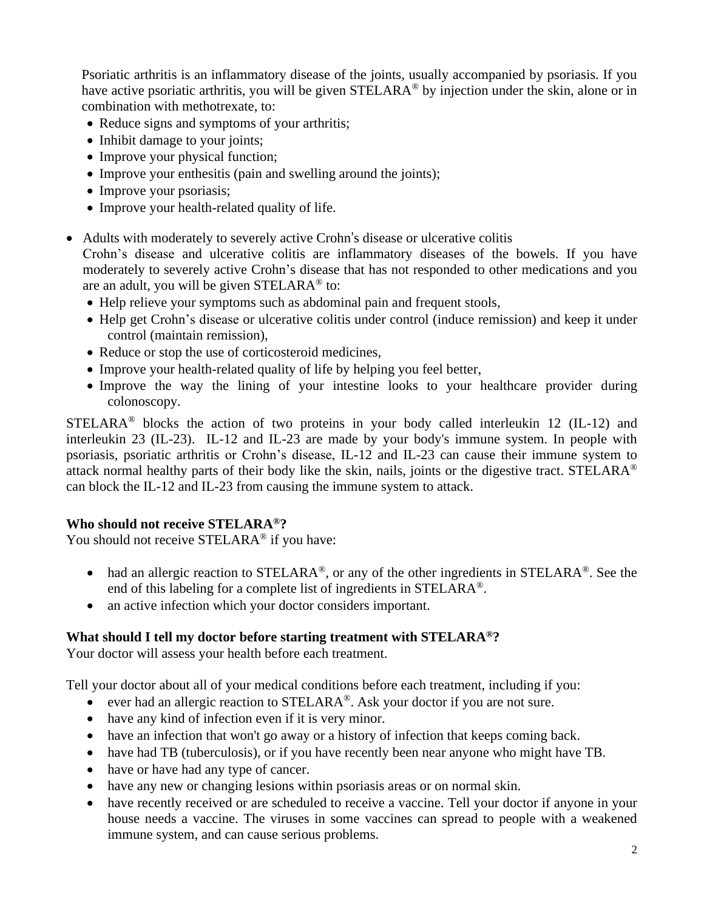Psoriatic arthritis is an inflammatory disease of the joints, usually accompanied by psoriasis. If you have active psoriatic arthritis, you will be given STELARA® by injection under the skin, alone or in combination with methotrexate, to:

- Reduce signs and symptoms of your arthritis;
- Inhibit damage to your joints;
- Improve your physical function;
- Improve your enthesitis (pain and swelling around the joints);
- Improve your psoriasis;
- Improve your health-related quality of life.

- Adults with moderately to severely active Crohn's disease or ulcerative colitis

  Crohn's disease and ulcerative colitis are inflammatory diseases of the bowels. If you have moderately to severely active Crohn's disease that has not responded to other medications and you are an adult, you will be given STELARA® to:

  - Help relieve your symptoms such as abdominal pain and frequent stools,
  - Help get Crohn's disease or ulcerative colitis under control (induce remission) and keep it under control (maintain remission),
  - Reduce or stop the use of corticosteroid medicines,
  - Improve your health-related quality of life by helping you feel better,
  - Improve the way the lining of your intestine looks to your healthcare provider during colonoscopy.

STELARA® blocks the action of two proteins in your body called interleukin 12 (IL-12) and interleukin 23 (IL-23). IL-12 and IL-23 are made by your body's immune system. In people with psoriasis, psoriatic arthritis or Crohn's disease, IL-12 and IL-23 can cause their immune system to attack normal healthy parts of their body like the skin, nails, joints or the digestive tract. STELARA® can block the IL-12 and IL-23 from causing the immune system to attack.

**Who should not receive STELARA®?**

You should not receive STELARA® if you have:

- had an allergic reaction to STELARA®, or any of the other ingredients in STELARA®. See the end of this labeling for a complete list of ingredients in STELARA®.
- an active infection which your doctor considers important.

**What should I tell my doctor before starting treatment with STELARA®?**

Your doctor will assess your health before each treatment.

Tell your doctor about all of your medical conditions before each treatment, including if you:

- ever had an allergic reaction to STELARA®. Ask your doctor if you are not sure.
- have any kind of infection even if it is very minor.
- have an infection that won't go away or a history of infection that keeps coming back.
- have had TB (tuberculosis), or if you have recently been near anyone who might have TB.
- have or have had any type of cancer.
- have any new or changing lesions within psoriasis areas or on normal skin.
- have recently received or are scheduled to receive a vaccine. Tell your doctor if anyone in your house needs a vaccine. The viruses in some vaccines can spread to people with a weakened immune system, and can cause serious problems.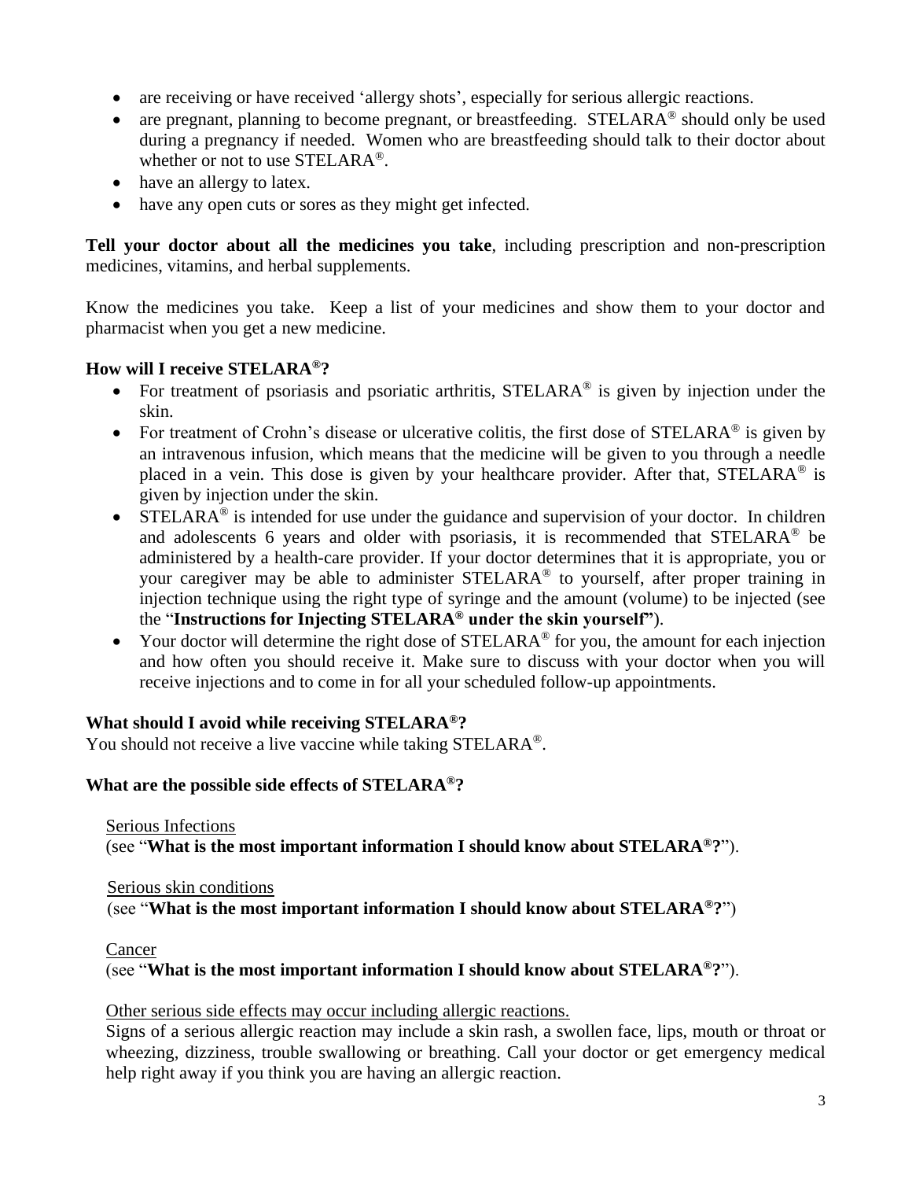- are receiving or have received 'allergy shots', especially for serious allergic reactions.
- are pregnant, planning to become pregnant, or breastfeeding. STELARA® should only be used during a pregnancy if needed. Women who are breastfeeding should talk to their doctor about whether or not to use STELARA®.
- have an allergy to latex.
- have any open cuts or sores as they might get infected.

**Tell your doctor about all the medicines you take**, including prescription and non-prescription medicines, vitamins, and herbal supplements.

Know the medicines you take. Keep a list of your medicines and show them to your doctor and pharmacist when you get a new medicine.

**How will I receive STELARA®?**

- For treatment of psoriasis and psoriatic arthritis, STELARA® is given by injection under the skin.
- For treatment of Crohn's disease or ulcerative colitis, the first dose of STELARA® is given by an intravenous infusion, which means that the medicine will be given to you through a needle placed in a vein. This dose is given by your healthcare provider. After that, STELARA® is given by injection under the skin.
- STELARA® is intended for use under the guidance and supervision of your doctor. In children and adolescents 6 years and older with psoriasis, it is recommended that STELARA® be administered by a health-care provider. If your doctor determines that it is appropriate, you or your caregiver may be able to administer STELARA® to yourself, after proper training in injection technique using the right type of syringe and the amount (volume) to be injected (see the "**Instructions for Injecting STELARA® under the skin yourself"**).
- Your doctor will determine the right dose of STELARA® for you, the amount for each injection and how often you should receive it. Make sure to discuss with your doctor when you will receive injections and to come in for all your scheduled follow-up appointments.

**What should I avoid while receiving STELARA®?**

You should not receive a live vaccine while taking STELARA®.

**What are the possible side effects of STELARA®?**

Serious Infections
(see "**What is the most important information I should know about STELARA®?**").

Serious skin conditions
(see "**What is the most important information I should know about STELARA®?**")

Cancer
(see "**What is the most important information I should know about STELARA®?**").

Other serious side effects may occur including allergic reactions.
Signs of a serious allergic reaction may include a skin rash, a swollen face, lips, mouth or throat or wheezing, dizziness, trouble swallowing or breathing. Call your doctor or get emergency medical help right away if you think you are having an allergic reaction.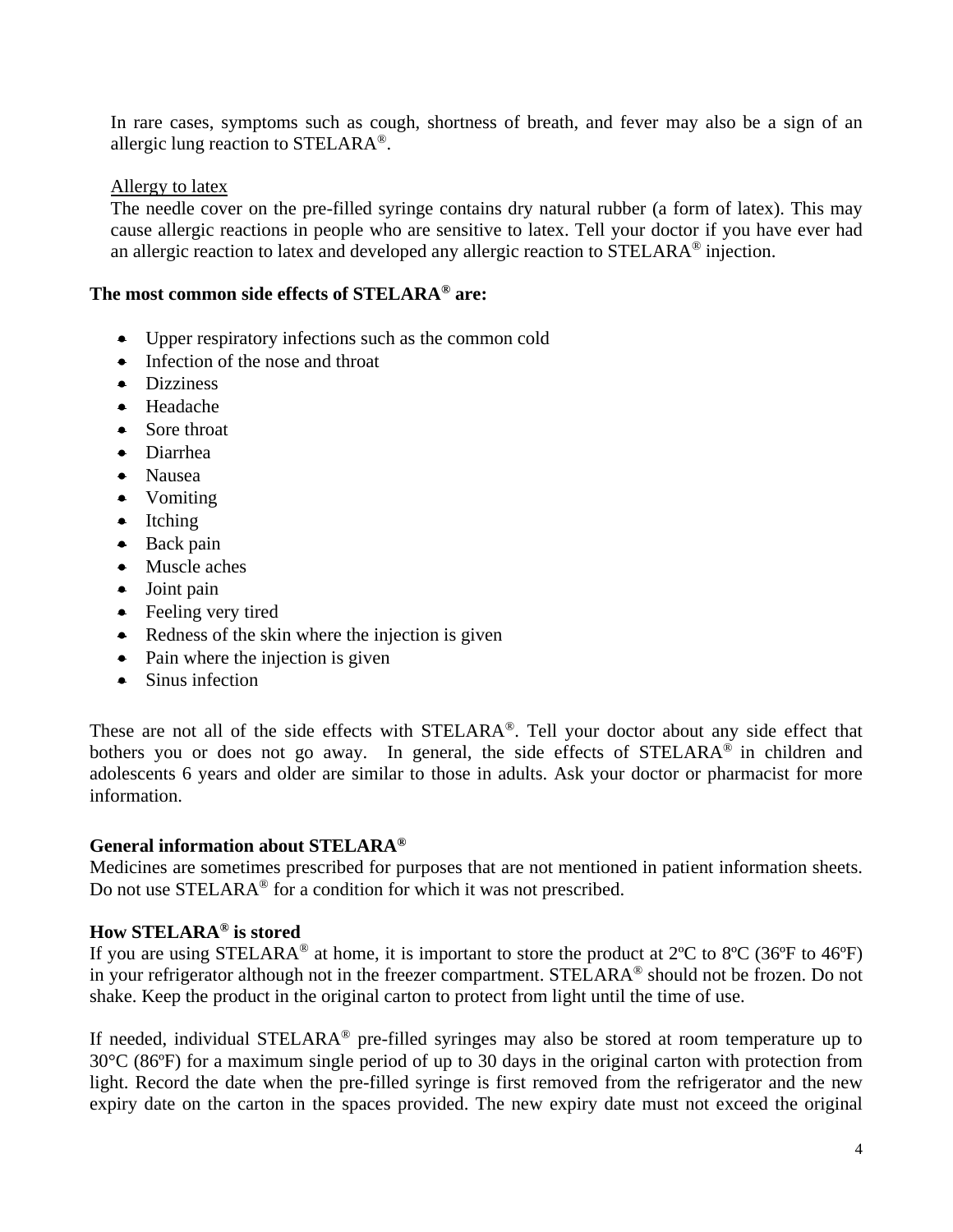In rare cases, symptoms such as cough, shortness of breath, and fever may also be a sign of an allergic lung reaction to STELARA®.

Allergy to latex
The needle cover on the pre-filled syringe contains dry natural rubber (a form of latex). This may cause allergic reactions in people who are sensitive to latex. Tell your doctor if you have ever had an allergic reaction to latex and developed any allergic reaction to STELARA® injection.

**The most common side effects of STELARA® are:**

- Upper respiratory infections such as the common cold
- Infection of the nose and throat
- Dizziness
- Headache
- Sore throat
- Diarrhea
- Nausea
- Vomiting
- Itching
- Back pain
- Muscle aches
- Joint pain
- Feeling very tired
- Redness of the skin where the injection is given
- Pain where the injection is given
- Sinus infection

These are not all of the side effects with STELARA®. Tell your doctor about any side effect that bothers you or does not go away. In general, the side effects of STELARA® in children and adolescents 6 years and older are similar to those in adults. Ask your doctor or pharmacist for more information.

**General information about STELARA®**
Medicines are sometimes prescribed for purposes that are not mentioned in patient information sheets. Do not use STELARA® for a condition for which it was not prescribed.

**How STELARA® is stored**
If you are using STELARA® at home, it is important to store the product at 2ºC to 8ºC (36ºF to 46ºF) in your refrigerator although not in the freezer compartment. STELARA® should not be frozen. Do not shake. Keep the product in the original carton to protect from light until the time of use.

If needed, individual STELARA® pre-filled syringes may also be stored at room temperature up to 30°C (86ºF) for a maximum single period of up to 30 days in the original carton with protection from light. Record the date when the pre-filled syringe is first removed from the refrigerator and the new expiry date on the carton in the spaces provided. The new expiry date must not exceed the original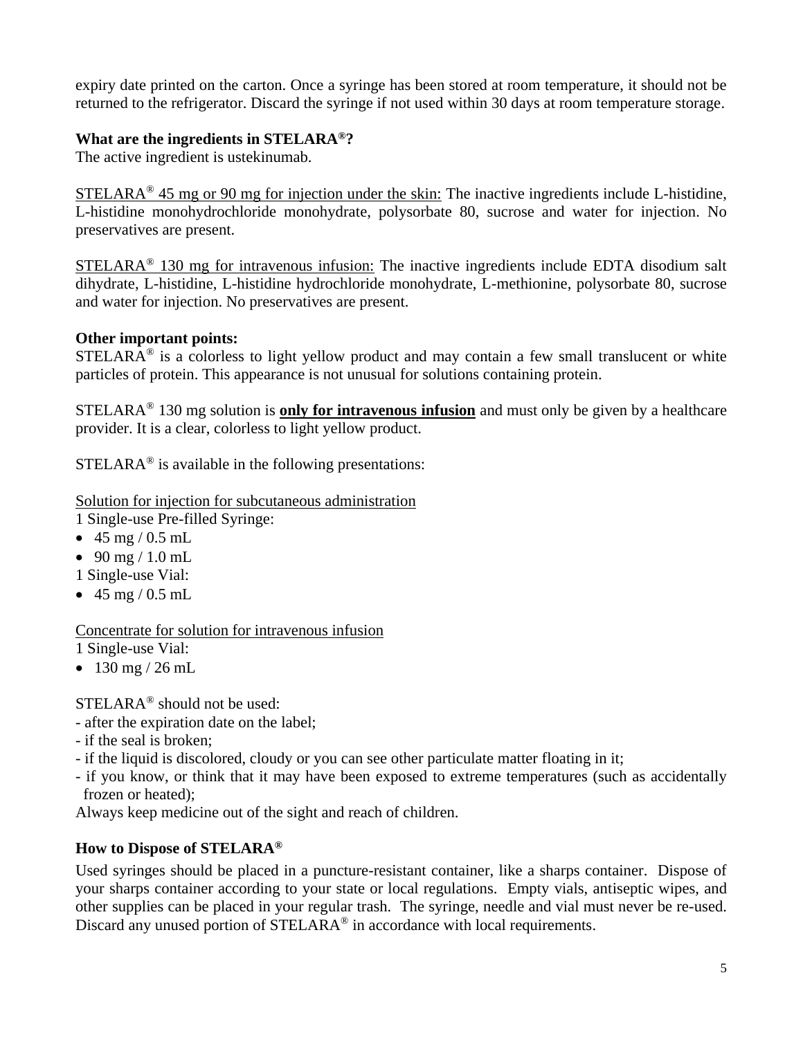expiry date printed on the carton. Once a syringe has been stored at room temperature, it should not be returned to the refrigerator. Discard the syringe if not used within 30 days at room temperature storage.

**What are the ingredients in STELARA®?**

The active ingredient is ustekinumab.

STELARA® 45 mg or 90 mg for injection under the skin: The inactive ingredients include L-histidine, L-histidine monohydrochloride monohydrate, polysorbate 80, sucrose and water for injection. No preservatives are present.

STELARA® 130 mg for intravenous infusion: The inactive ingredients include EDTA disodium salt dihydrate, L-histidine, L-histidine hydrochloride monohydrate, L-methionine, polysorbate 80, sucrose and water for injection. No preservatives are present.

**Other important points:**

STELARA® is a colorless to light yellow product and may contain a few small translucent or white particles of protein. This appearance is not unusual for solutions containing protein.

STELARA® 130 mg solution is **only for intravenous infusion** and must only be given by a healthcare provider. It is a clear, colorless to light yellow product.

STELARA® is available in the following presentations:

Solution for injection for subcutaneous administration

1 Single-use Pre-filled Syringe:

- 45 mg / 0.5 mL
- 90 mg / 1.0 mL

1 Single-use Vial:

- 45 mg / 0.5 mL

Concentrate for solution for intravenous infusion

1 Single-use Vial:

- 130 mg / 26 mL

STELARA® should not be used:

- after the expiration date on the label;
- if the seal is broken;
- if the liquid is discolored, cloudy or you can see other particulate matter floating in it;
- if you know, or think that it may have been exposed to extreme temperatures (such as accidentally frozen or heated);

Always keep medicine out of the sight and reach of children.

**How to Dispose of STELARA®**

Used syringes should be placed in a puncture-resistant container, like a sharps container. Dispose of your sharps container according to your state or local regulations. Empty vials, antiseptic wipes, and other supplies can be placed in your regular trash. The syringe, needle and vial must never be re-used. Discard any unused portion of STELARA® in accordance with local requirements.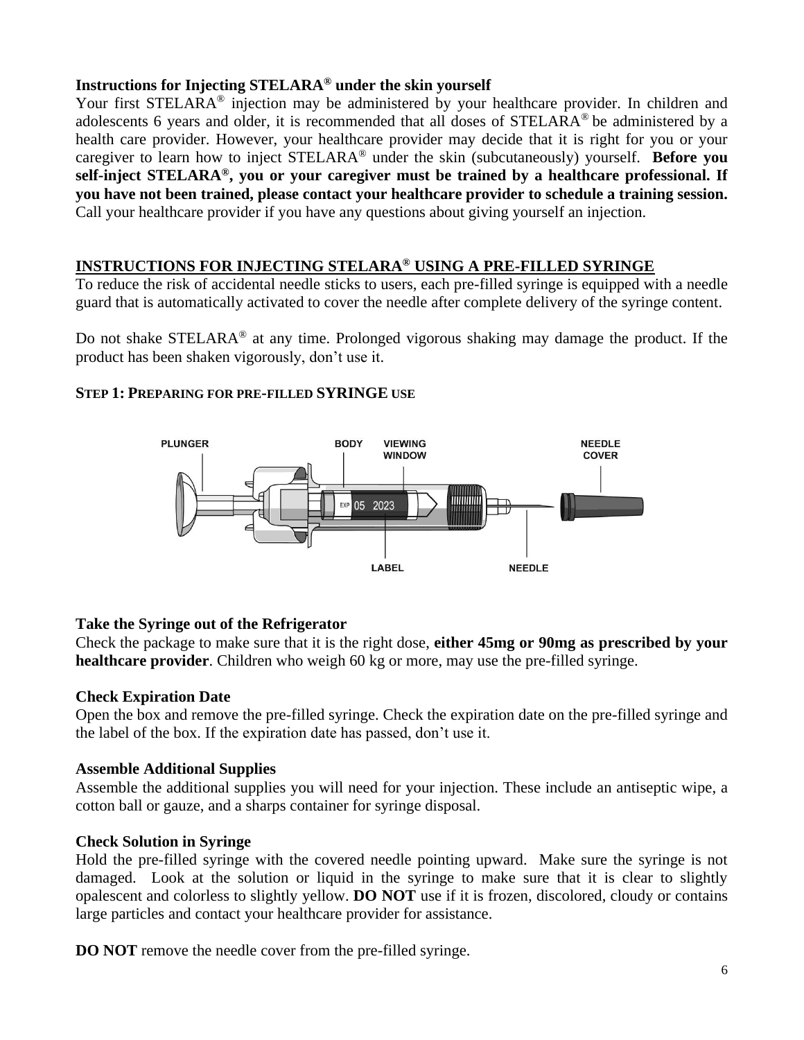**Instructions for Injecting STELARA® under the skin yourself**

Your first STELARA® injection may be administered by your healthcare provider. In children and adolescents 6 years and older, it is recommended that all doses of STELARA® be administered by a health care provider. However, your healthcare provider may decide that it is right for you or your caregiver to learn how to inject STELARA® under the skin (subcutaneously) yourself. **Before you self-inject STELARA®, you or your caregiver must be trained by a healthcare professional. If you have not been trained, please contact your healthcare provider to schedule a training session.** Call your healthcare provider if you have any questions about giving yourself an injection.

## INSTRUCTIONS FOR INJECTING STELARA® USING A PRE-FILLED SYRINGE

To reduce the risk of accidental needle sticks to users, each pre-filled syringe is equipped with a needle guard that is automatically activated to cover the needle after complete delivery of the syringe content.

Do not shake STELARA® at any time. Prolonged vigorous shaking may damage the product. If the product has been shaken vigorously, don't use it.

### STEP 1: PREPARING FOR PRE-FILLED SYRINGE USE

PLUNGER BODY VIEWING WINDOW NEEDLE COVER

EXP 05 2023

LABEL NEEDLE

**Take the Syringe out of the Refrigerator**

Check the package to make sure that it is the right dose, **either 45mg or 90mg as prescribed by your healthcare provider**. Children who weigh 60 kg or more, may use the pre-filled syringe.

**Check Expiration Date**

Open the box and remove the pre-filled syringe. Check the expiration date on the pre-filled syringe and the label of the box. If the expiration date has passed, don't use it.

**Assemble Additional Supplies**

Assemble the additional supplies you will need for your injection. These include an antiseptic wipe, a cotton ball or gauze, and a sharps container for syringe disposal.

**Check Solution in Syringe**

Hold the pre-filled syringe with the covered needle pointing upward. Make sure the syringe is not damaged. Look at the solution or liquid in the syringe to make sure that it is clear to slightly opalescent and colorless to slightly yellow. **DO NOT** use if it is frozen, discolored, cloudy or contains large particles and contact your healthcare provider for assistance.

**DO NOT** remove the needle cover from the pre-filled syringe.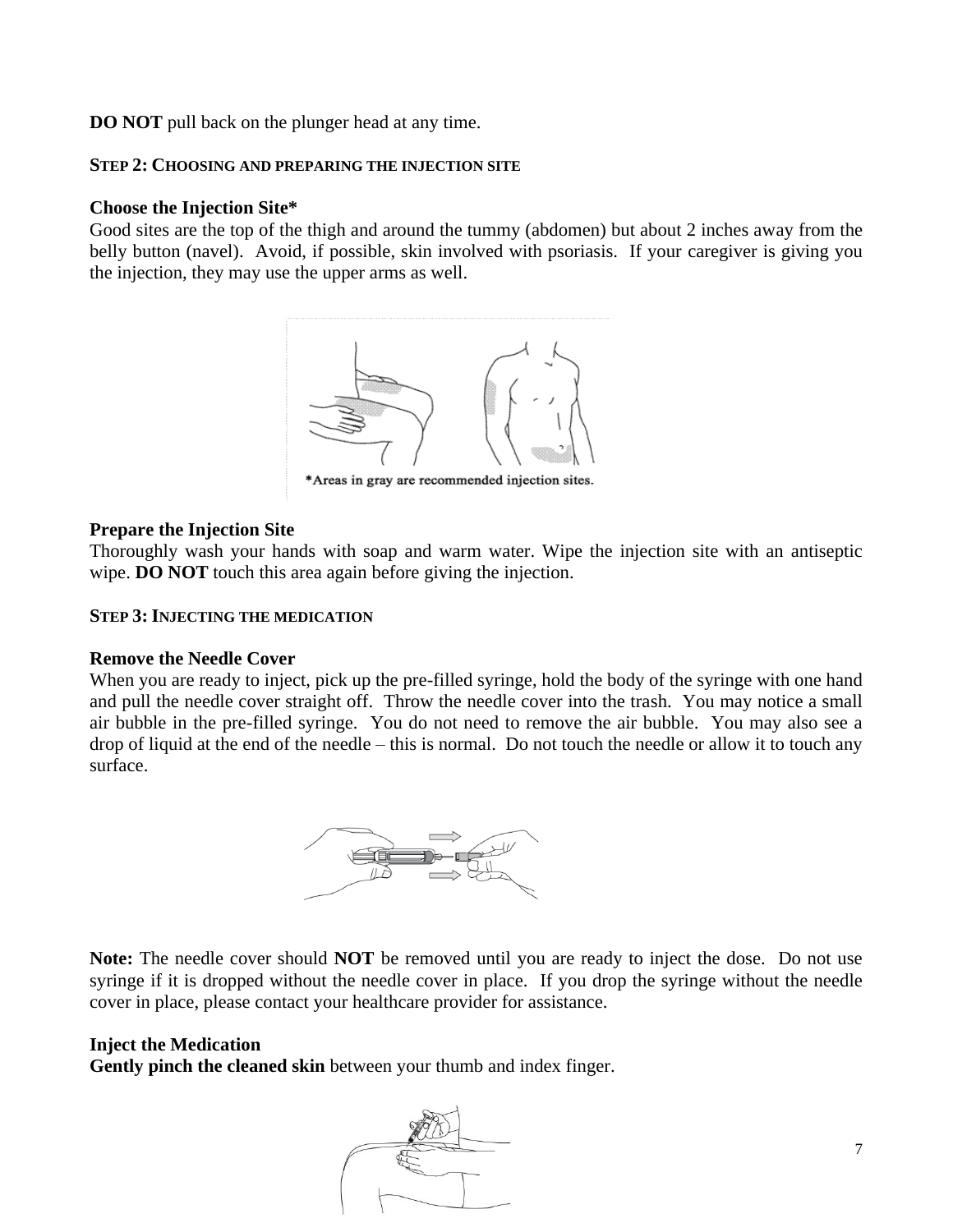**DO NOT** pull back on the plunger head at any time.

### STEP 2: CHOOSING AND PREPARING THE INJECTION SITE

**Choose the Injection Site***

Good sites are the top of the thigh and around the tummy (abdomen) but about 2 inches away from the belly button (navel). Avoid, if possible, skin involved with psoriasis. If your caregiver is giving you the injection, they may use the upper arms as well.

*Areas in gray are recommended injection sites.

**Prepare the Injection Site**

Thoroughly wash your hands with soap and warm water. Wipe the injection site with an antiseptic wipe. **DO NOT** touch this area again before giving the injection.

### STEP 3: INJECTING THE MEDICATION

**Remove the Needle Cover**

When you are ready to inject, pick up the pre-filled syringe, hold the body of the syringe with one hand and pull the needle cover straight off. Throw the needle cover into the trash. You may notice a small air bubble in the pre-filled syringe. You do not need to remove the air bubble. You may also see a drop of liquid at the end of the needle – this is normal. Do not touch the needle or allow it to touch any surface.

**Note:** The needle cover should **NOT** be removed until you are ready to inject the dose. Do not use syringe if it is dropped without the needle cover in place. If you drop the syringe without the needle cover in place, please contact your healthcare provider for assistance.

**Inject the Medication**

**Gently pinch the cleaned skin** between your thumb and index finger.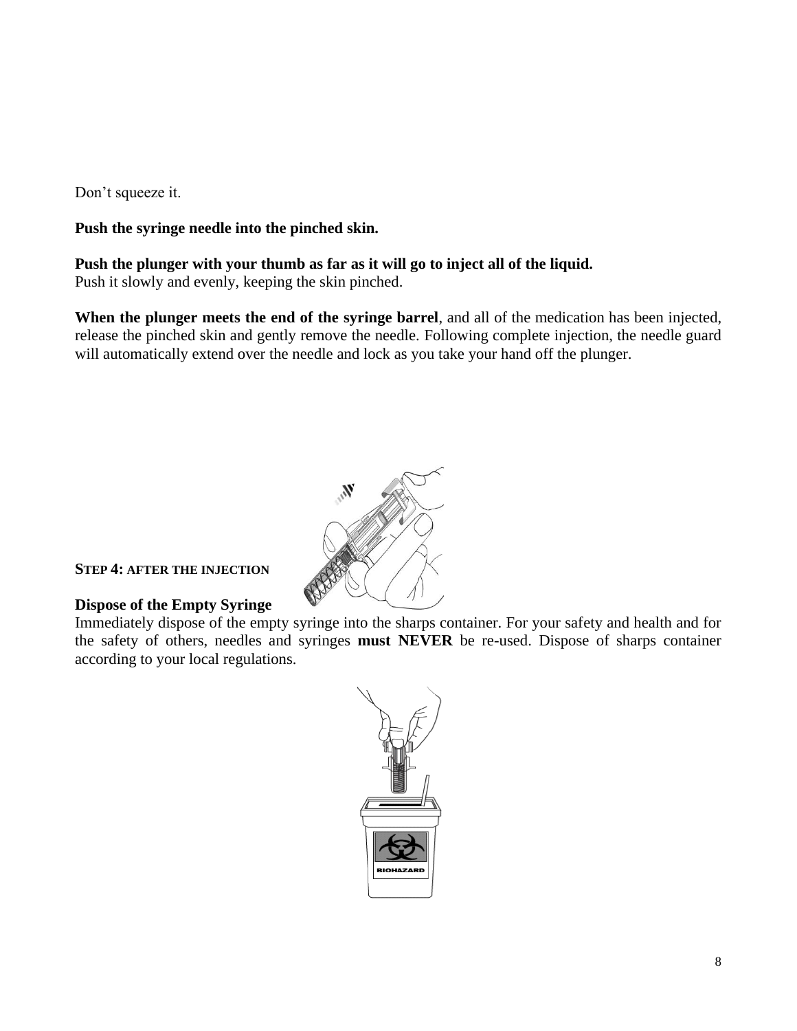Don't squeeze it.

**Push the syringe needle into the pinched skin.**

**Push the plunger with your thumb as far as it will go to inject all of the liquid.**
Push it slowly and evenly, keeping the skin pinched.

**When the plunger meets the end of the syringe barrel**, and all of the medication has been injected, release the pinched skin and gently remove the needle. Following complete injection, the needle guard will automatically extend over the needle and lock as you take your hand off the plunger.

**STEP 4: AFTER THE INJECTION**

**Dispose of the Empty Syringe**
Immediately dispose of the empty syringe into the sharps container. For your safety and health and for the safety of others, needles and syringes **must NEVER** be re-used. Dispose of sharps container according to your local regulations.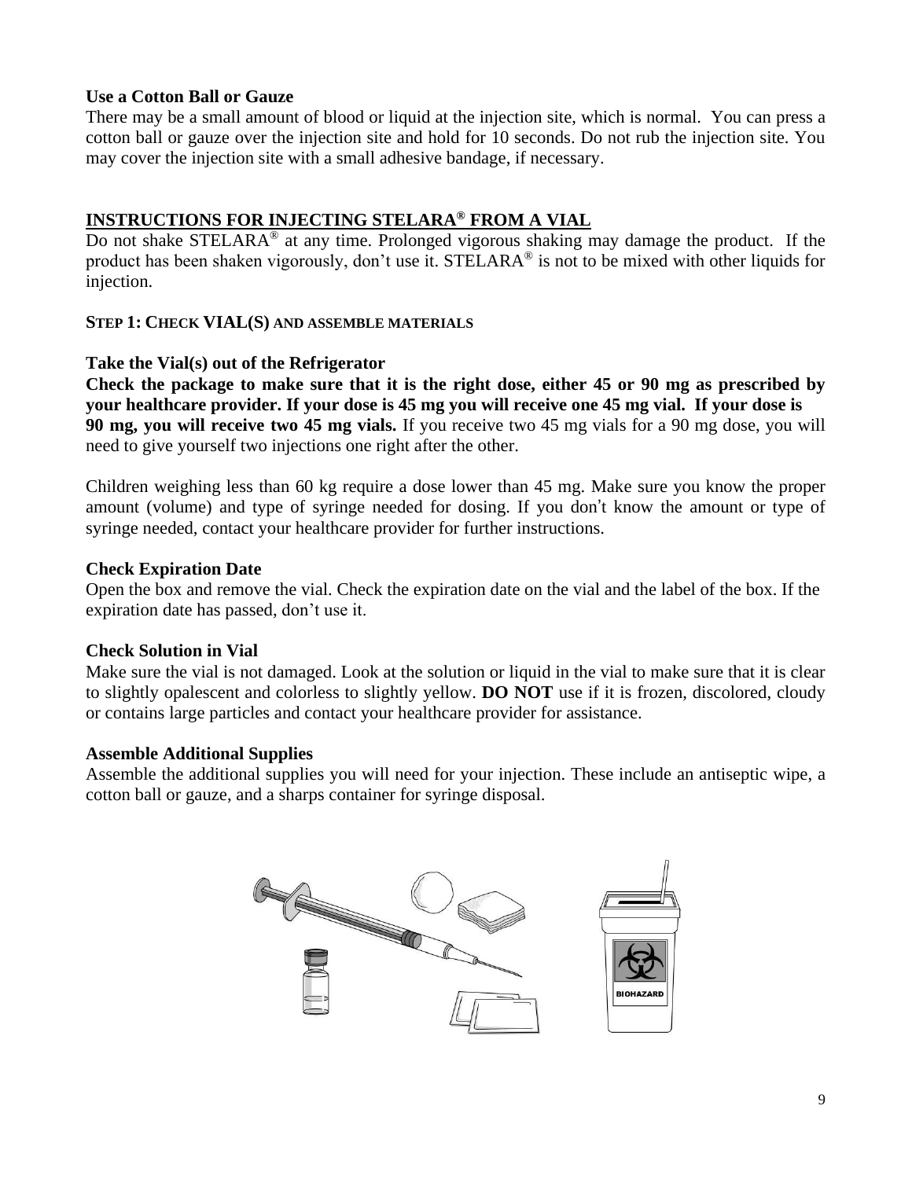**Use a Cotton Ball or Gauze**

There may be a small amount of blood or liquid at the injection site, which is normal. You can press a cotton ball or gauze over the injection site and hold for 10 seconds. Do not rub the injection site. You may cover the injection site with a small adhesive bandage, if necessary.

## INSTRUCTIONS FOR INJECTING STELARA® FROM A VIAL

Do not shake STELARA® at any time. Prolonged vigorous shaking may damage the product. If the product has been shaken vigorously, don't use it. STELARA® is not to be mixed with other liquids for injection.

### STEP 1: CHECK VIAL(S) AND ASSEMBLE MATERIALS

**Take the Vial(s) out of the Refrigerator**

**Check the package to make sure that it is the right dose, either 45 or 90 mg as prescribed by your healthcare provider. If your dose is 45 mg you will receive one 45 mg vial. If your dose is 90 mg, you will receive two 45 mg vials.** If you receive two 45 mg vials for a 90 mg dose, you will need to give yourself two injections one right after the other.

Children weighing less than 60 kg require a dose lower than 45 mg. Make sure you know the proper amount (volume) and type of syringe needed for dosing. If you don't know the amount or type of syringe needed, contact your healthcare provider for further instructions.

**Check Expiration Date**

Open the box and remove the vial. Check the expiration date on the vial and the label of the box. If the expiration date has passed, don't use it.

**Check Solution in Vial**

Make sure the vial is not damaged. Look at the solution or liquid in the vial to make sure that it is clear to slightly opalescent and colorless to slightly yellow. **DO NOT** use if it is frozen, discolored, cloudy or contains large particles and contact your healthcare provider for assistance.

**Assemble Additional Supplies**

Assemble the additional supplies you will need for your injection. These include an antiseptic wipe, a cotton ball or gauze, and a sharps container for syringe disposal.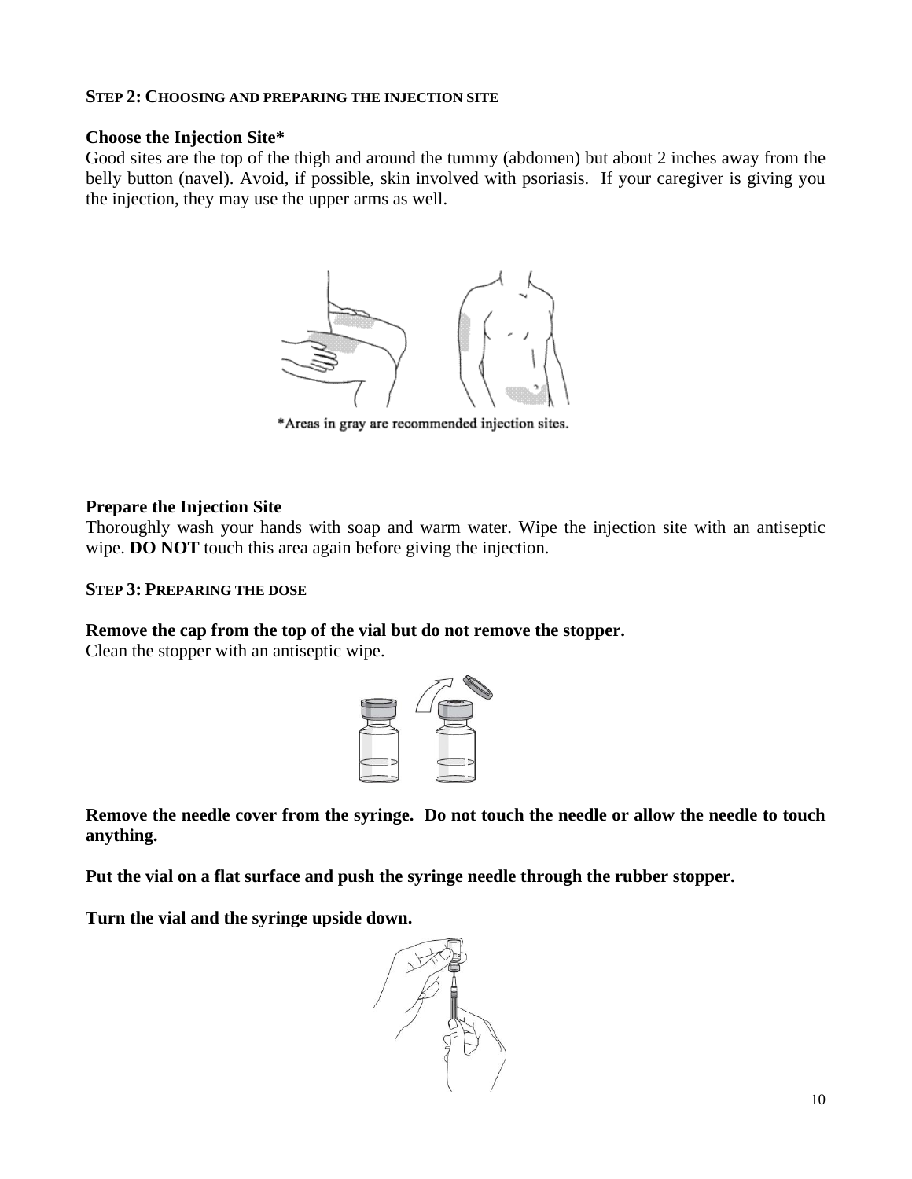**STEP 2: CHOOSING AND PREPARING THE INJECTION SITE**

**Choose the Injection Site***

Good sites are the top of the thigh and around the tummy (abdomen) but about 2 inches away from the belly button (navel). Avoid, if possible, skin involved with psoriasis. If your caregiver is giving you the injection, they may use the upper arms as well.

*Areas in gray are recommended injection sites.

**Prepare the Injection Site**

Thoroughly wash your hands with soap and warm water. Wipe the injection site with an antiseptic wipe. **DO NOT** touch this area again before giving the injection.

**STEP 3: PREPARING THE DOSE**

**Remove the cap from the top of the vial but do not remove the stopper.**

Clean the stopper with an antiseptic wipe.

**Remove the needle cover from the syringe. Do not touch the needle or allow the needle to touch anything.**

**Put the vial on a flat surface and push the syringe needle through the rubber stopper.**

**Turn the vial and the syringe upside down.**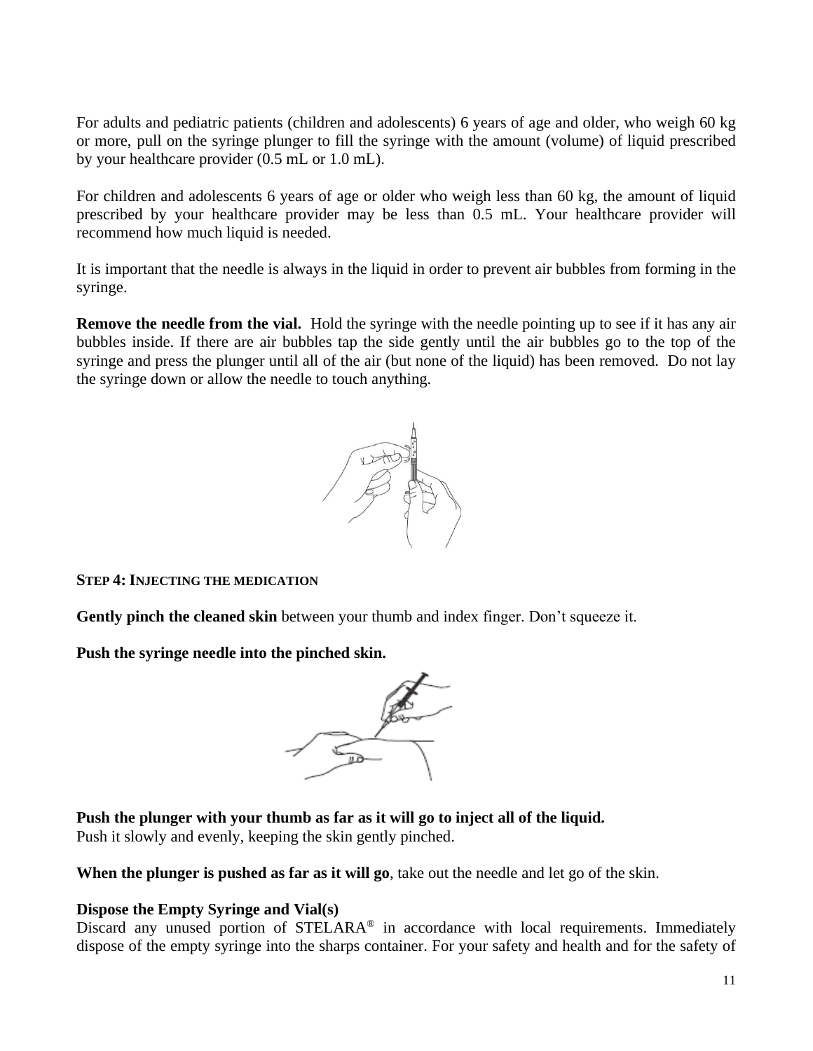For adults and pediatric patients (children and adolescents) 6 years of age and older, who weigh 60 kg or more, pull on the syringe plunger to fill the syringe with the amount (volume) of liquid prescribed by your healthcare provider (0.5 mL or 1.0 mL).

For children and adolescents 6 years of age or older who weigh less than 60 kg, the amount of liquid prescribed by your healthcare provider may be less than 0.5 mL. Your healthcare provider will recommend how much liquid is needed.

It is important that the needle is always in the liquid in order to prevent air bubbles from forming in the syringe.

**Remove the needle from the vial.** Hold the syringe with the needle pointing up to see if it has any air bubbles inside. If there are air bubbles tap the side gently until the air bubbles go to the top of the syringe and press the plunger until all of the air (but none of the liquid) has been removed. Do not lay the syringe down or allow the needle to touch anything.

**STEP 4: INJECTING THE MEDICATION**

**Gently pinch the cleaned skin** between your thumb and index finger. Don't squeeze it.

**Push the syringe needle into the pinched skin.**

**Push the plunger with your thumb as far as it will go to inject all of the liquid.**
Push it slowly and evenly, keeping the skin gently pinched.

**When the plunger is pushed as far as it will go**, take out the needle and let go of the skin.

**Dispose the Empty Syringe and Vial(s)**
Discard any unused portion of STELARA® in accordance with local requirements. Immediately dispose of the empty syringe into the sharps container. For your safety and health and for the safety of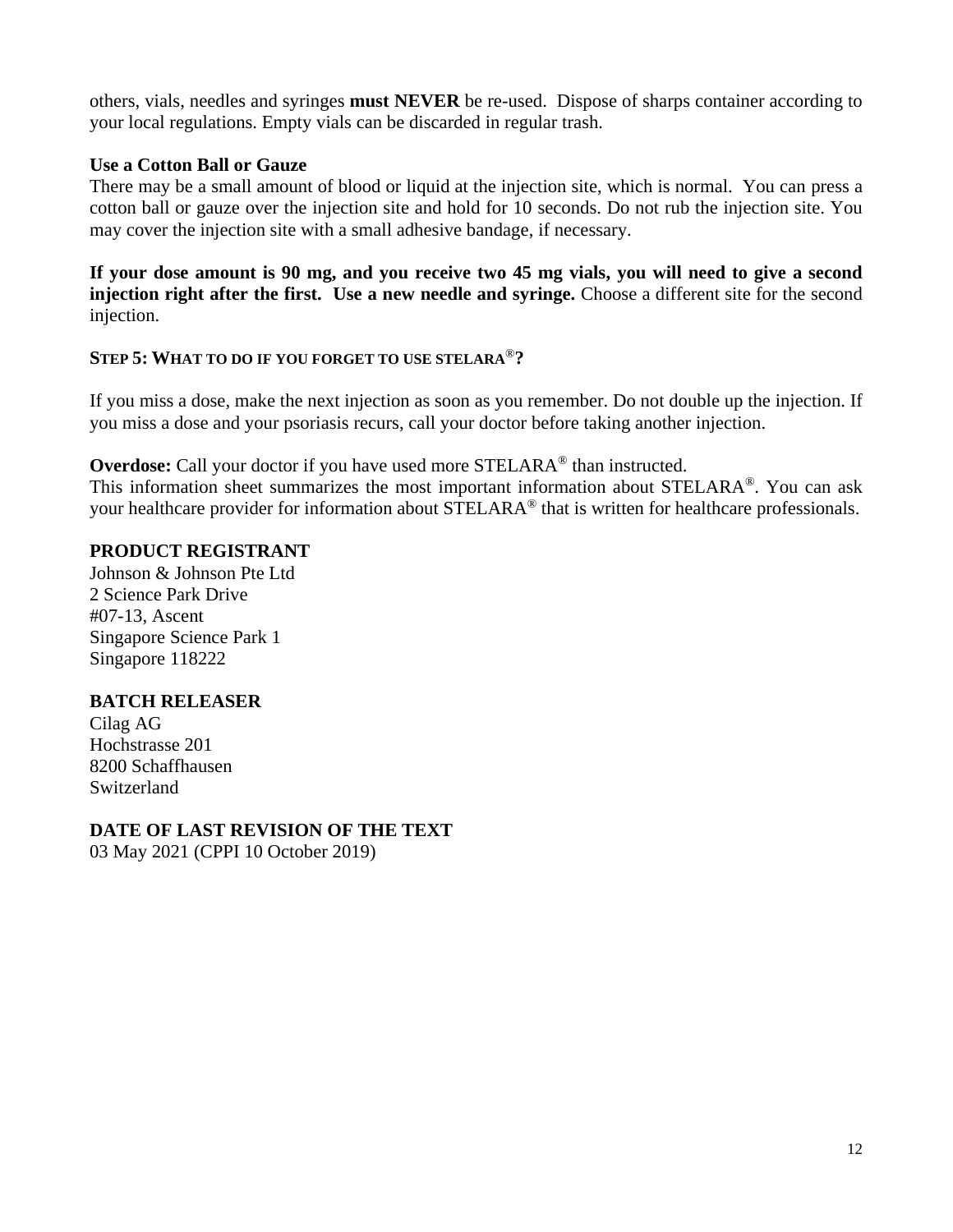others, vials, needles and syringes **must NEVER** be re-used.  Dispose of sharps container according to your local regulations. Empty vials can be discarded in regular trash.

**Use a Cotton Ball or Gauze**

There may be a small amount of blood or liquid at the injection site, which is normal.  You can press a cotton ball or gauze over the injection site and hold for 10 seconds. Do not rub the injection site. You may cover the injection site with a small adhesive bandage, if necessary.

**If your dose amount is 90 mg, and you receive two 45 mg vials, you will need to give a second injection right after the first.  Use a new needle and syringe.** Choose a different site for the second injection.

**STEP 5: WHAT TO DO IF YOU FORGET TO USE STELARA®?**

If you miss a dose, make the next injection as soon as you remember. Do not double up the injection. If you miss a dose and your psoriasis recurs, call your doctor before taking another injection.

**Overdose:** Call your doctor if you have used more STELARA® than instructed.
This information sheet summarizes the most important information about STELARA®. You can ask your healthcare provider for information about STELARA® that is written for healthcare professionals.

**PRODUCT REGISTRANT**

Johnson & Johnson Pte Ltd
2 Science Park Drive
#07-13, Ascent
Singapore Science Park 1
Singapore 118222

**BATCH RELEASER**

Cilag AG
Hochstrasse 201
8200 Schaffhausen
Switzerland

**DATE OF LAST REVISION OF THE TEXT**

03 May 2021 (CPPI 10 October 2019)